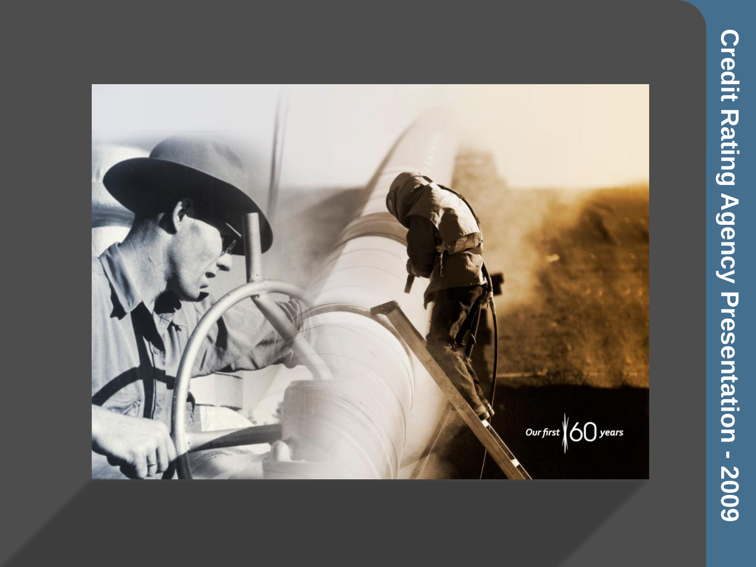# Credit Rating Agency Presentation - 2009

Our first 60 years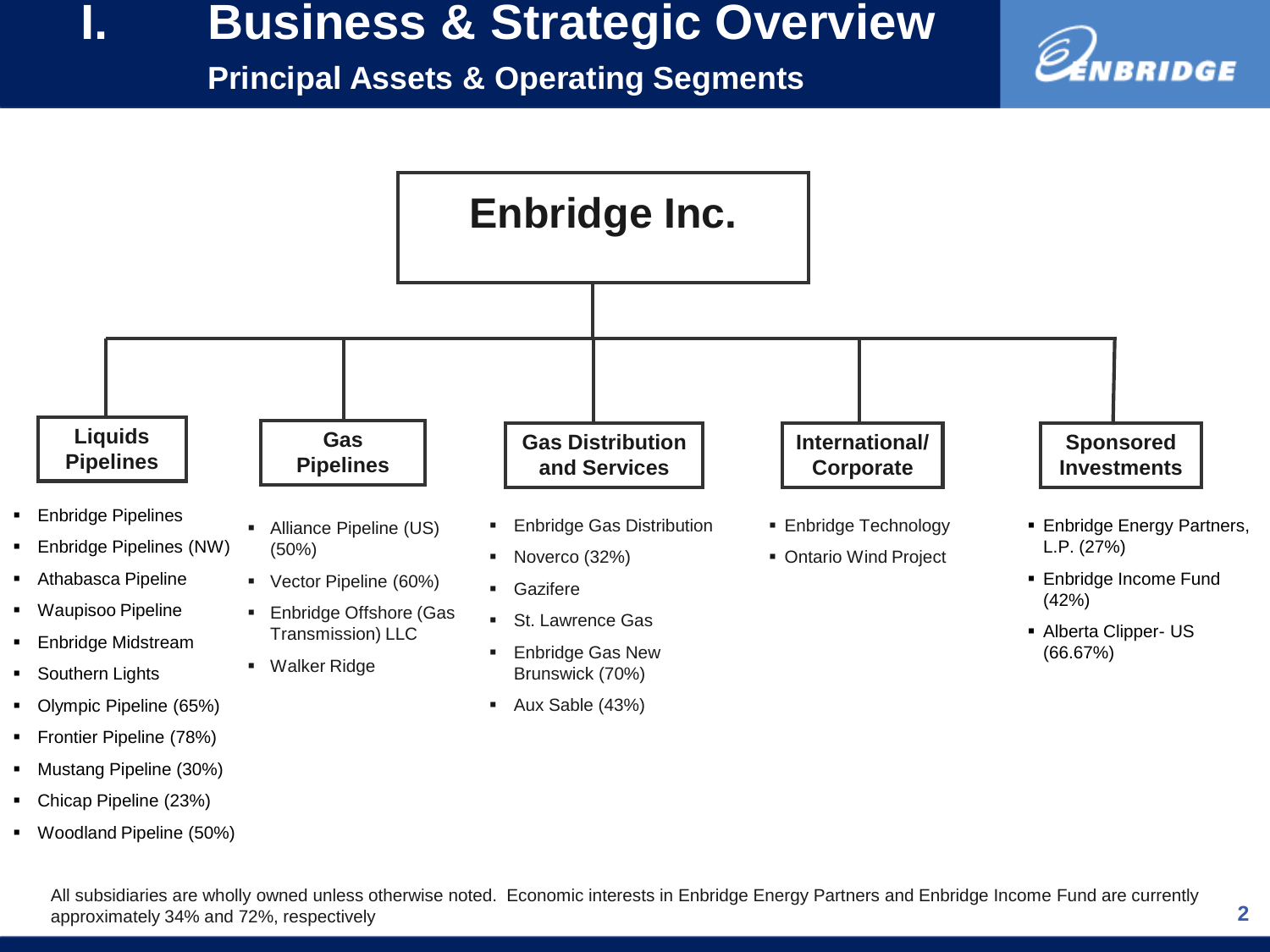# I. Business & Strategic Overview

## Principal Assets & Operating Segments

### Enbridge Inc.

#### Liquids Pipelines

- Enbridge Pipelines
- Enbridge Pipelines (NW)
- Athabasca Pipeline
- Waupisoo Pipeline
- Enbridge Midstream
- Southern Lights
- Olympic Pipeline (65%)
- Frontier Pipeline (78%)
- Mustang Pipeline (30%)
- Chicap Pipeline (23%)
- Woodland Pipeline (50%)

#### Gas Pipelines

- Alliance Pipeline (US) (50%)
- Vector Pipeline (60%)
- Enbridge Offshore (Gas Transmission) LLC
- Walker Ridge

#### Gas Distribution and Services

- Enbridge Gas Distribution
- Noverco (32%)
- Gazifere
- St. Lawrence Gas
- Enbridge Gas New Brunswick (70%)
- Aux Sable (43%)

#### International/ Corporate

- Enbridge Technology
- Ontario Wind Project

#### Sponsored Investments

- Enbridge Energy Partners, L.P. (27%)
- Enbridge Income Fund (42%)
- Alberta Clipper- US (66.67%)

All subsidiaries are wholly owned unless otherwise noted. Economic interests in Enbridge Energy Partners and Enbridge Income Fund are currently approximately 34% and 72%, respectively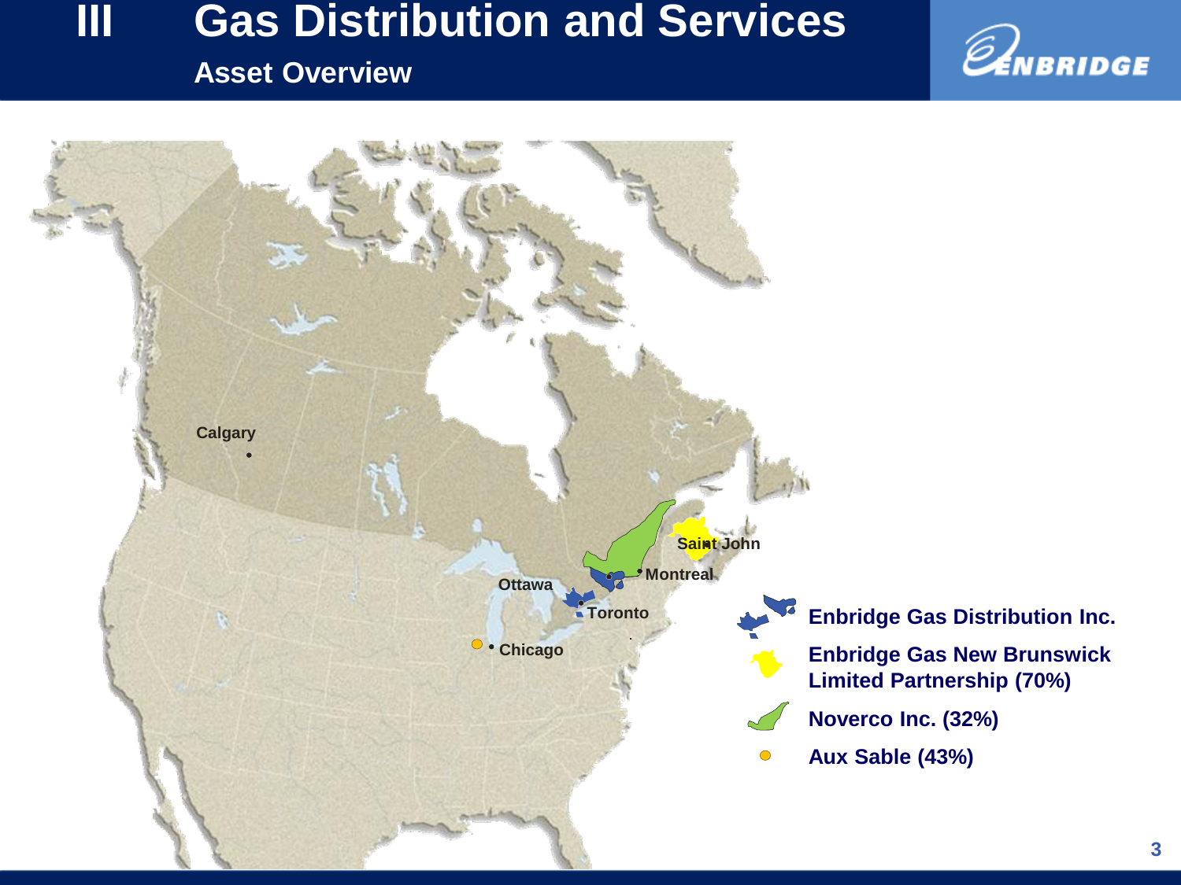# III Gas Distribution and Services

## Asset Overview

Calgary

Ottawa

Toronto

Montreal

Saint John

Chicago

- Enbridge Gas Distribution Inc.
- Enbridge Gas New Brunswick Limited Partnership (70%)
- Noverco Inc. (32%)
- Aux Sable (43%)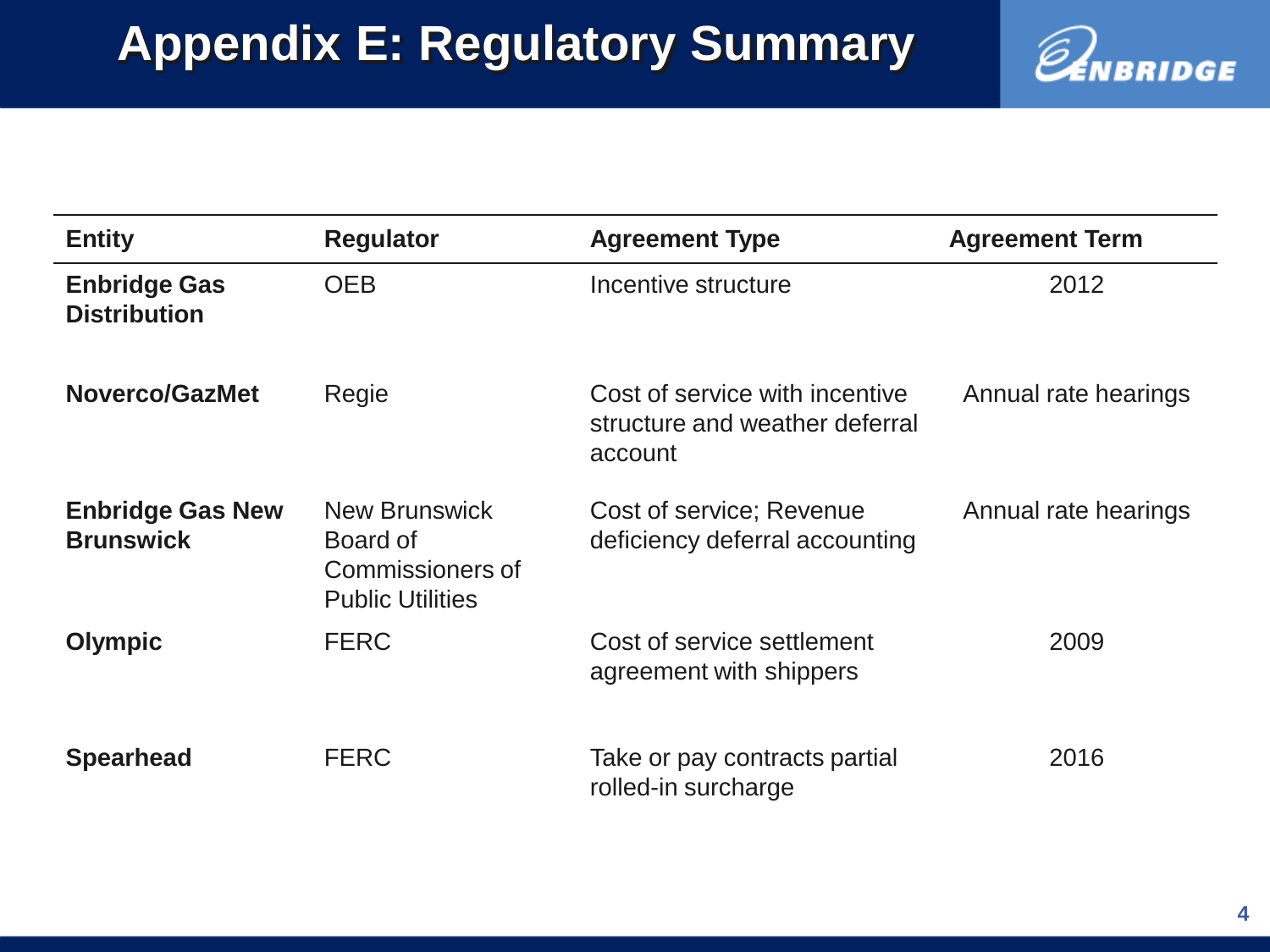# Appendix E: Regulatory Summary

| Entity | Regulator | Agreement Type | Agreement Term |
|---|---|---|---|
| **Enbridge Gas Distribution** | OEB | Incentive structure | 2012 |
| **Noverco/GazMet** | Regie | Cost of service with incentive structure and weather deferral account | Annual rate hearings |
| **Enbridge Gas New Brunswick** | New Brunswick Board of Commissioners of Public Utilities | Cost of service; Revenue deficiency deferral accounting | Annual rate hearings |
| **Olympic** | FERC | Cost of service settlement agreement with shippers | 2009 |
| **Spearhead** | FERC | Take or pay contracts partial rolled-in surcharge | 2016 |